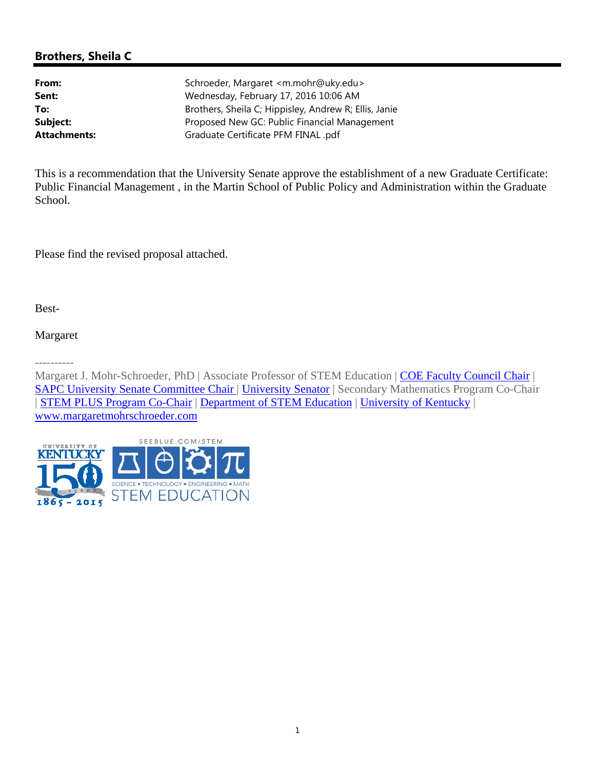## Brothers, Sheila C

| | |
|---|---|
| **From:** | Schroeder, Margaret <m.mohr@uky.edu> |
| **Sent:** | Wednesday, February 17, 2016 10:06 AM |
| **To:** | Brothers, Sheila C; Hippisley, Andrew R; Ellis, Janie |
| **Subject:** | Proposed New GC: Public Financial Management |
| **Attachments:** | Graduate Certificate PFM FINAL .pdf |

This is a recommendation that the University Senate approve the establishment of a new Graduate Certificate: Public Financial Management , in the Martin School of Public Policy and Administration within the Graduate School.

Please find the revised proposal attached.

Best-

Margaret

----------

Margaret J. Mohr-Schroeder, PhD | Associate Professor of STEM Education | COE Faculty Council Chair | SAPC University Senate Committee Chair | University Senator | Secondary Mathematics Program Co-Chair | STEM PLUS Program Co-Chair | Department of STEM Education | University of Kentucky | www.margaretmohrschroeder.com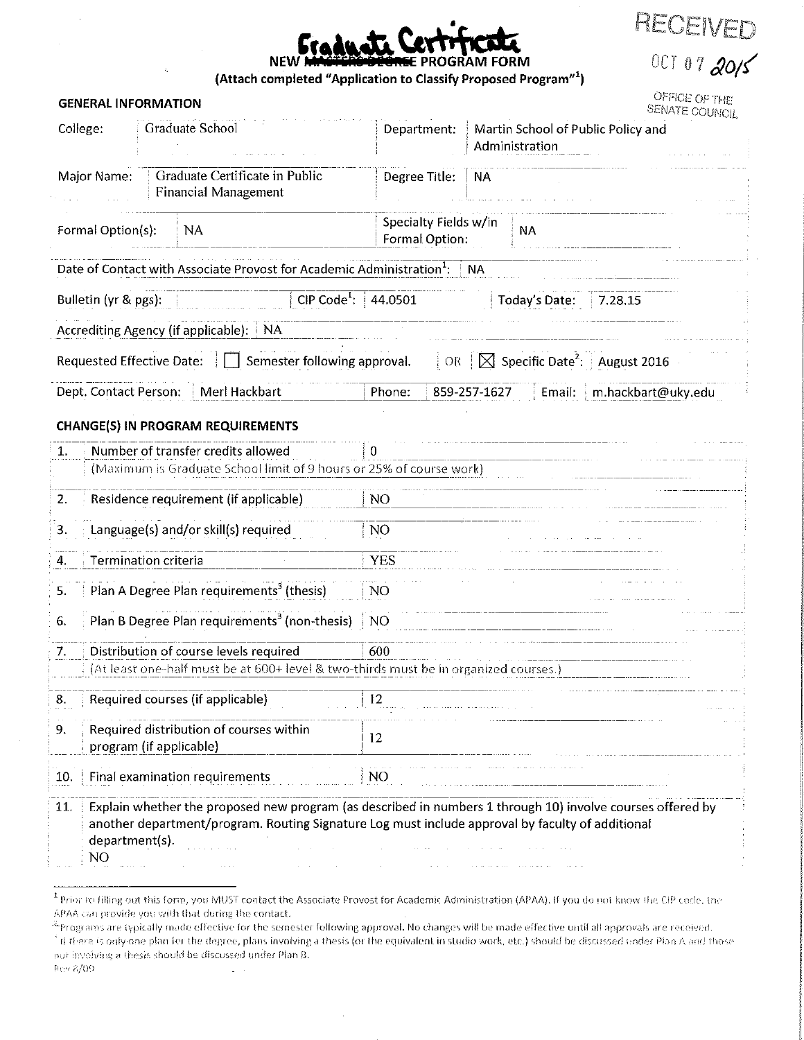RECEIVED

OCT 07 2015

OFFICE OF THE SENATE COUNCIL

# Graduate Certificate

# NEW ~~MASTERS DEGREE~~ PROGRAM FORM

**(Attach completed "Application to Classify Proposed Program"[1])**

## GENERAL INFORMATION

| | | | |
|---|---|---|---|
| College: | Graduate School | Department: | Martin School of Public Policy and Administration |
| Major Name: | Graduate Certificate in Public Financial Management | Degree Title: | NA |
| Formal Option(s): | NA | Specialty Fields w/in Formal Option: | NA |

Date of Contact with Associate Provost for Academic Administration[1]: NA

Bulletin (yr & pgs): | CIP Code[1]: 44.0501 | Today's Date: 7.28.15

Accrediting Agency (if applicable): NA

Requested Effective Date: ☐ Semester following approval. OR ☒ Specific Date[2]: August 2016

Dept. Contact Person: Merl Hackbart | Phone: 859-257-1627 | Email: m.hackbart@uky.edu

## CHANGE(S) IN PROGRAM REQUIREMENTS

| | | |
|---|---|---|
| 1. | Number of transfer credits allowed (Maximum is Graduate School limit of 9 hours or 25% of course work) | 0 |
| 2. | Residence requirement (if applicable) | NO |
| 3. | Language(s) and/or skill(s) required | NO |
| 4. | Termination criteria | YES |
| 5. | Plan A Degree Plan requirements[3] (thesis) | NO |
| 6. | Plan B Degree Plan requirements[3] (non-thesis) | NO |
| 7. | Distribution of course levels required (At least one-half must be at 600+ level & two-thirds must be in organized courses.) | 600 |
| 8. | Required courses (if applicable) | 12 |
| 9. | Required distribution of courses within program (if applicable) | 12 |
| 10. | Final examination requirements | NO |

11. Explain whether the proposed new program (as described in numbers 1 through 10) involve courses offered by another department/program. Routing Signature Log must include approval by faculty of additional department(s).
NO

[1] Prior to filling out this form, you MUST contact the Associate Provost for Academic Administration (APAA). If you do not know the CIP code, the APAA can provide you with that during the contact.

[2] Programs are typically made effective for the semester following approval. No changes will be made effective until all approvals are received.

[3] If there is only one plan for the degree, plans involving a thesis (or the equivalent in studio work, etc.) should be discussed under Plan A and those not involving a thesis should be discussed under Plan B.

Rev 8/09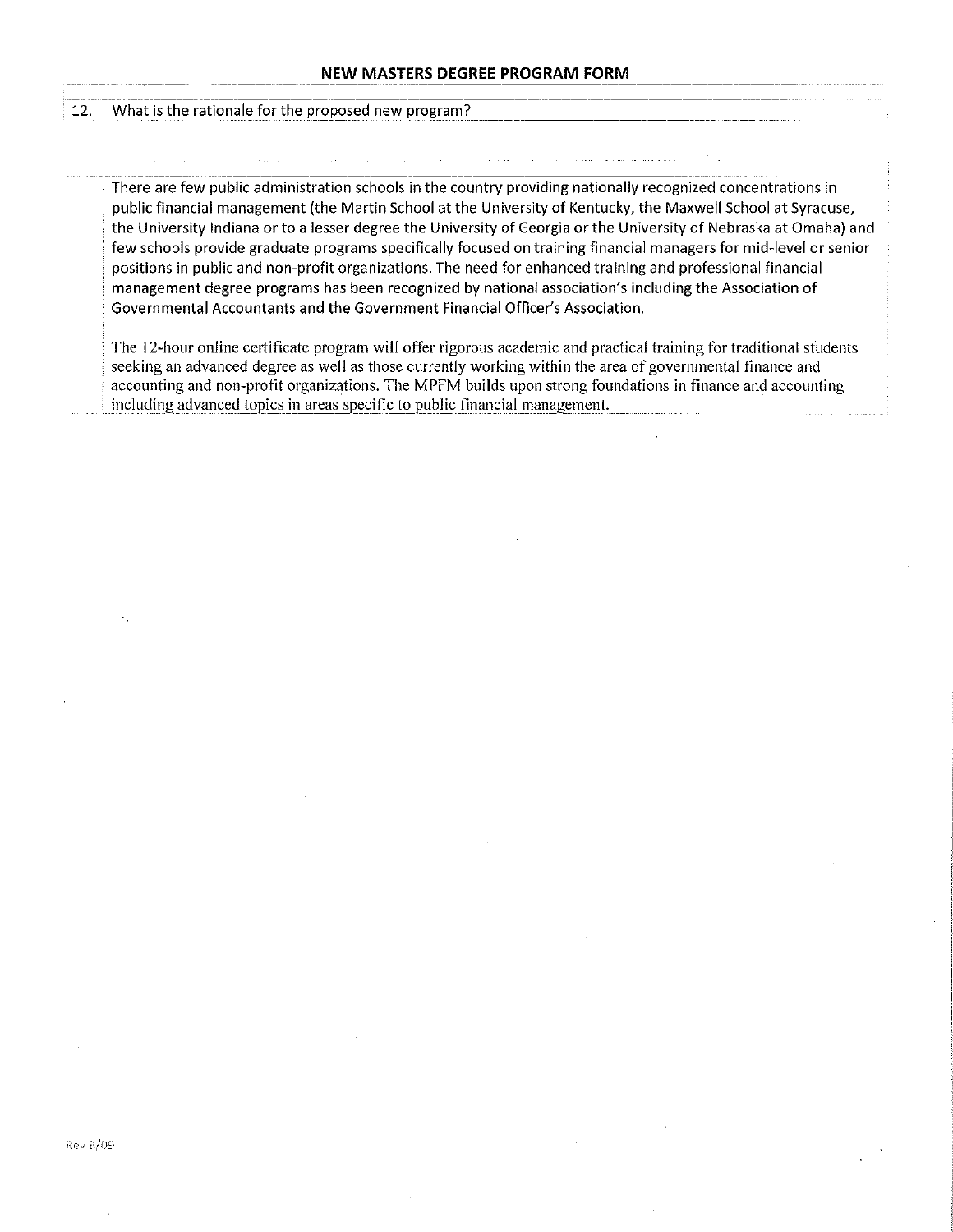**NEW MASTERS DEGREE PROGRAM FORM**

12. What is the rationale for the proposed new program?

There are few public administration schools in the country providing nationally recognized concentrations in public financial management (the Martin School at the University of Kentucky, the Maxwell School at Syracuse, the University Indiana or to a lesser degree the University of Georgia or the University of Nebraska at Omaha) and few schools provide graduate programs specifically focused on training financial managers for mid-level or senior positions in public and non-profit organizations. The need for enhanced training and professional financial management degree programs has been recognized by national association's including the Association of Governmental Accountants and the Government Financial Officer's Association.

The 12-hour online certificate program will offer rigorous academic and practical training for traditional students seeking an advanced degree as well as those currently working within the area of governmental finance and accounting and non-profit organizations. The MPFM builds upon strong foundations in finance and accounting including advanced topics in areas specific to public financial management.

Rev 8/09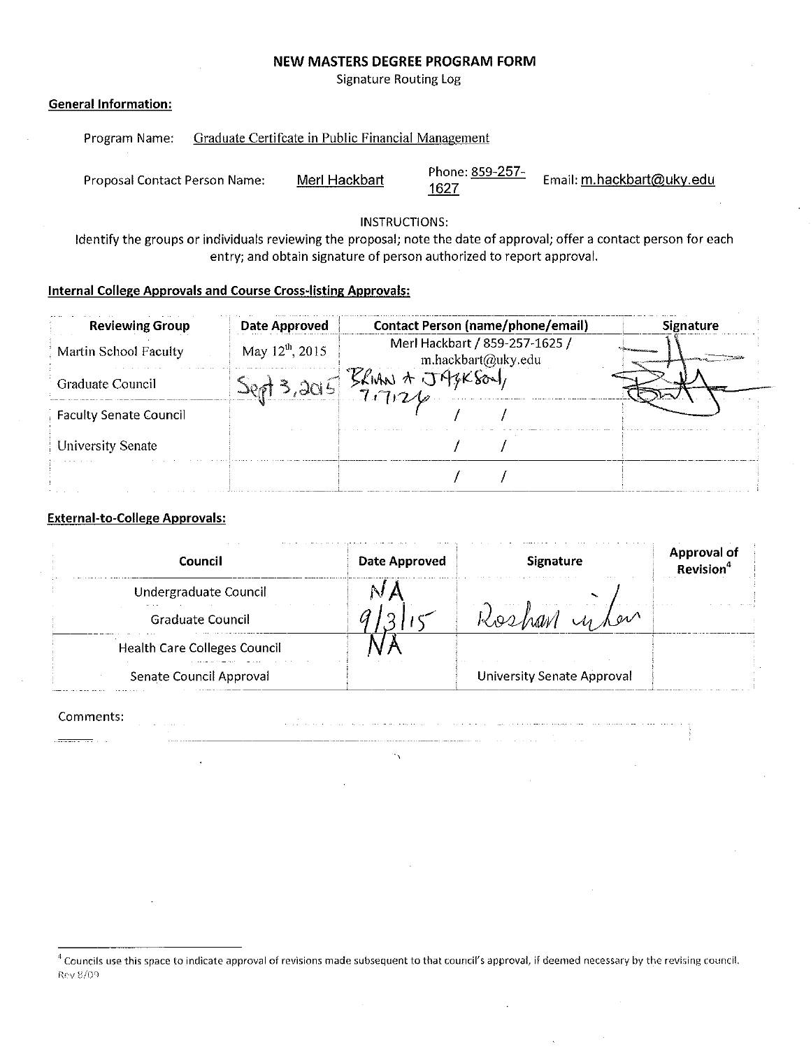# NEW MASTERS DEGREE PROGRAM FORM

Signature Routing Log

**General Information:**

Program Name: Graduate Certifcate in Public Financial Management

Proposal Contact Person Name: Merl Hackbart Phone: 859-257-1627 Email: m.hackbart@uky.edu

INSTRUCTIONS:

Identify the groups or individuals reviewing the proposal; note the date of approval; offer a contact person for each entry; and obtain signature of person authorized to report approval.

**Internal College Approvals and Course Cross-listing Approvals:**

| Reviewing Group | Date Approved | Contact Person (name/phone/email) | Signature |
|---|---|---|---|
| Martin School Faculty | May 12th, 2015 | Merl Hackbart / 859-257-1625 / m.hackbart@uky.edu | |
| Graduate Council | Sept 3, 2015 | Brian A Jackson / 7-7124 / | |
| Faculty Senate Council | | / / | |
| University Senate | | / / | |
| | | / / | |

**External-to-College Approvals:**

| Council | Date Approved | Signature | Approval of Revision[4] |
|---|---|---|---|
| Undergraduate Council | NA | | |
| Graduate Council | 9/3/15 | Roshan Nikou | |
| Health Care Colleges Council | NA | | |
| Senate Council Approval | | University Senate Approval | |

Comments:

[4] Councils use this space to indicate approval of revisions made subsequent to that council's approval, if deemed necessary by the revising council.

Rev 8/09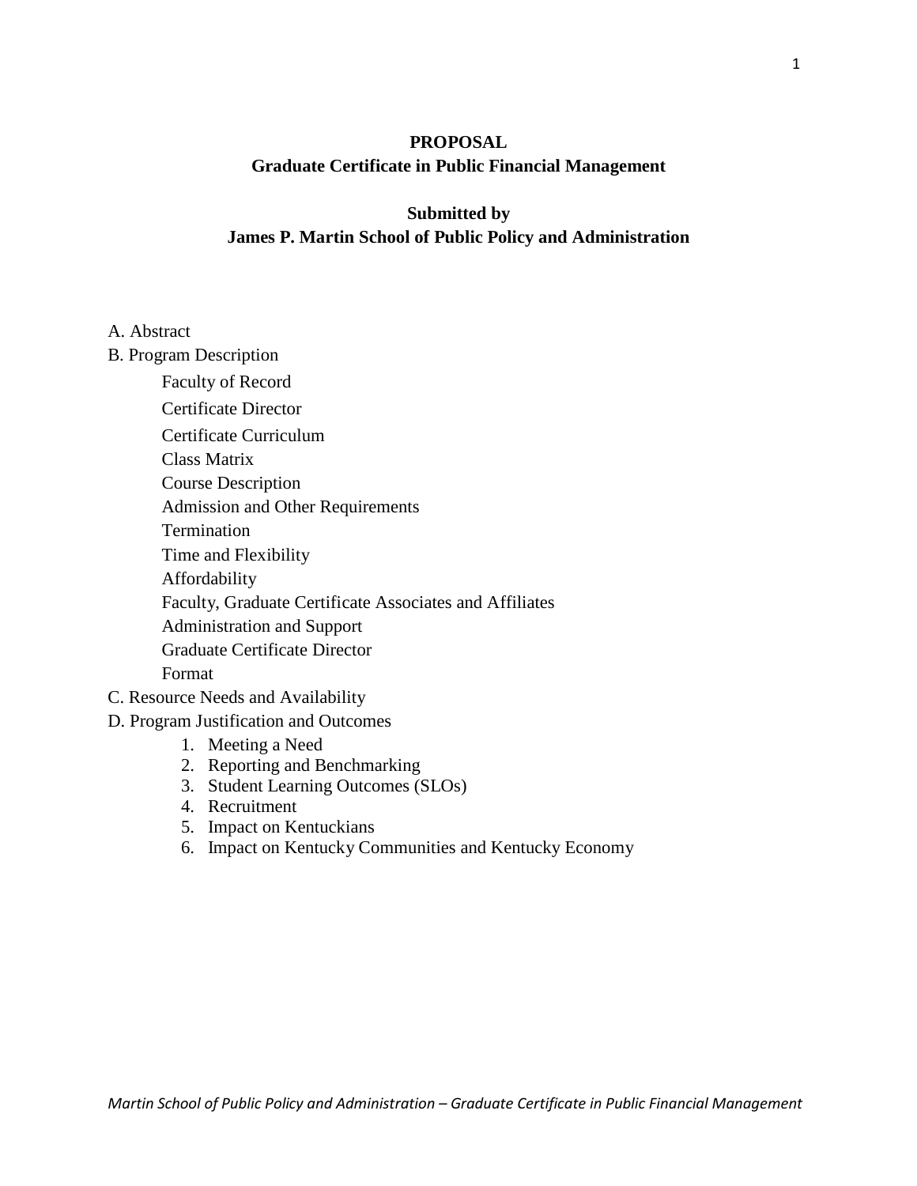**PROPOSAL**
**Graduate Certificate in Public Financial Management**

**Submitted by**
**James P. Martin School of Public Policy and Administration**

A. Abstract

B. Program Description

- Faculty of Record
- Certificate Director
- Certificate Curriculum
- Class Matrix
- Course Description
- Admission and Other Requirements
- Termination
- Time and Flexibility
- Affordability
- Faculty, Graduate Certificate Associates and Affiliates
- Administration and Support
- Graduate Certificate Director
- Format

C. Resource Needs and Availability

D. Program Justification and Outcomes

1. Meeting a Need
2. Reporting and Benchmarking
3. Student Learning Outcomes (SLOs)
4. Recruitment
5. Impact on Kentuckians
6. Impact on Kentucky Communities and Kentucky Economy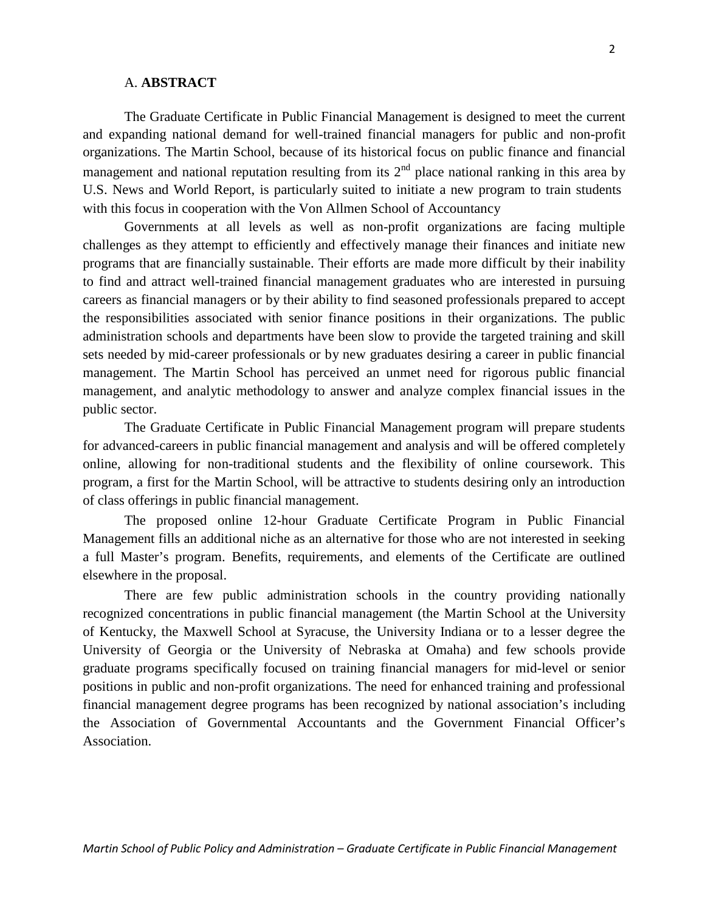## A. **ABSTRACT**

The Graduate Certificate in Public Financial Management is designed to meet the current and expanding national demand for well-trained financial managers for public and non-profit organizations. The Martin School, because of its historical focus on public finance and financial management and national reputation resulting from its 2nd place national ranking in this area by U.S. News and World Report, is particularly suited to initiate a new program to train students with this focus in cooperation with the Von Allmen School of Accountancy

Governments at all levels as well as non-profit organizations are facing multiple challenges as they attempt to efficiently and effectively manage their finances and initiate new programs that are financially sustainable. Their efforts are made more difficult by their inability to find and attract well-trained financial management graduates who are interested in pursuing careers as financial managers or by their ability to find seasoned professionals prepared to accept the responsibilities associated with senior finance positions in their organizations. The public administration schools and departments have been slow to provide the targeted training and skill sets needed by mid-career professionals or by new graduates desiring a career in public financial management. The Martin School has perceived an unmet need for rigorous public financial management, and analytic methodology to answer and analyze complex financial issues in the public sector.

The Graduate Certificate in Public Financial Management program will prepare students for advanced-careers in public financial management and analysis and will be offered completely online, allowing for non-traditional students and the flexibility of online coursework. This program, a first for the Martin School, will be attractive to students desiring only an introduction of class offerings in public financial management.

The proposed online 12-hour Graduate Certificate Program in Public Financial Management fills an additional niche as an alternative for those who are not interested in seeking a full Master's program. Benefits, requirements, and elements of the Certificate are outlined elsewhere in the proposal.

There are few public administration schools in the country providing nationally recognized concentrations in public financial management (the Martin School at the University of Kentucky, the Maxwell School at Syracuse, the University Indiana or to a lesser degree the University of Georgia or the University of Nebraska at Omaha) and few schools provide graduate programs specifically focused on training financial managers for mid-level or senior positions in public and non-profit organizations. The need for enhanced training and professional financial management degree programs has been recognized by national association's including the Association of Governmental Accountants and the Government Financial Officer's Association.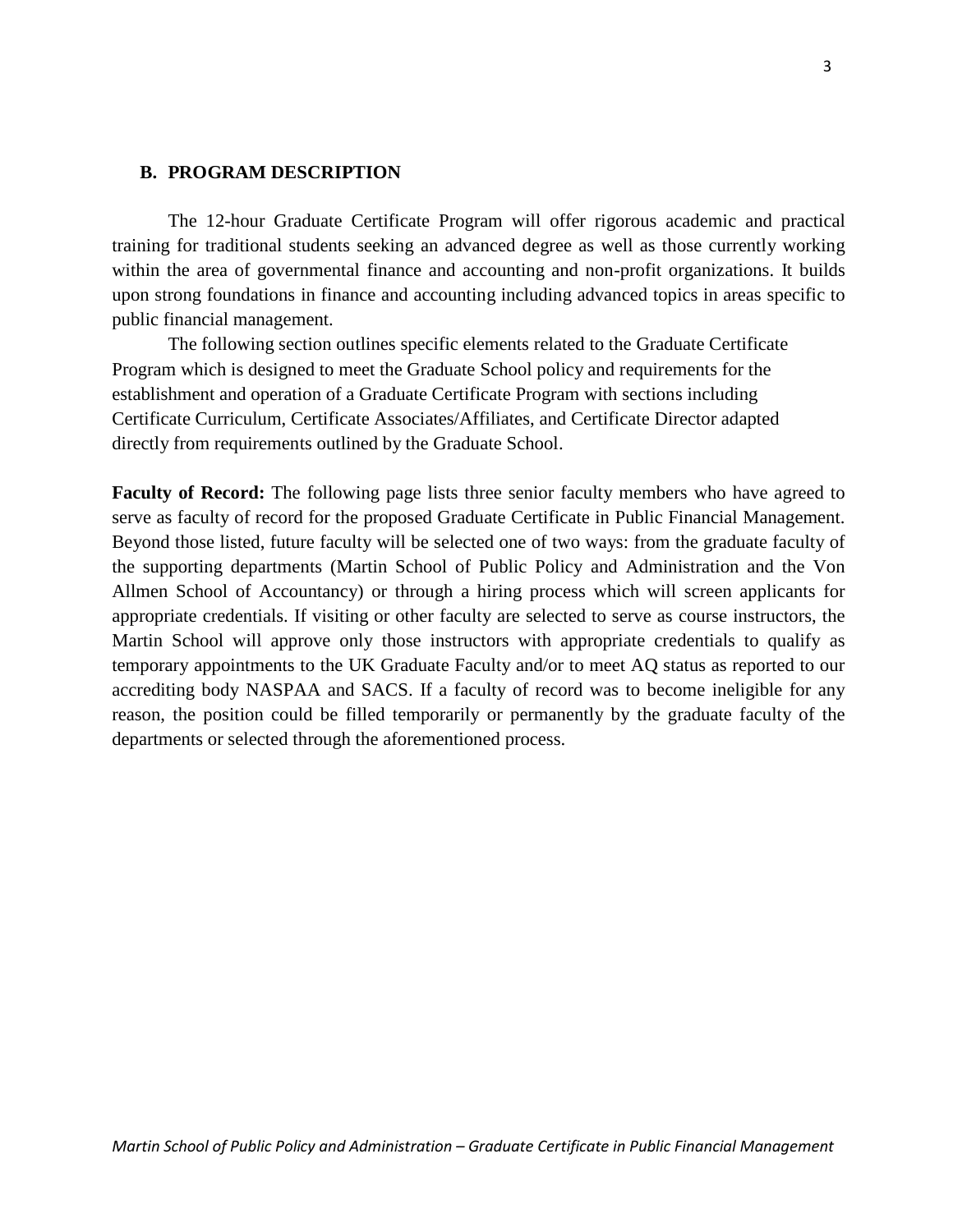## B. PROGRAM DESCRIPTION

The 12-hour Graduate Certificate Program will offer rigorous academic and practical training for traditional students seeking an advanced degree as well as those currently working within the area of governmental finance and accounting and non-profit organizations. It builds upon strong foundations in finance and accounting including advanced topics in areas specific to public financial management.

The following section outlines specific elements related to the Graduate Certificate Program which is designed to meet the Graduate School policy and requirements for the establishment and operation of a Graduate Certificate Program with sections including Certificate Curriculum, Certificate Associates/Affiliates, and Certificate Director adapted directly from requirements outlined by the Graduate School.

**Faculty of Record:** The following page lists three senior faculty members who have agreed to serve as faculty of record for the proposed Graduate Certificate in Public Financial Management. Beyond those listed, future faculty will be selected one of two ways: from the graduate faculty of the supporting departments (Martin School of Public Policy and Administration and the Von Allmen School of Accountancy) or through a hiring process which will screen applicants for appropriate credentials. If visiting or other faculty are selected to serve as course instructors, the Martin School will approve only those instructors with appropriate credentials to qualify as temporary appointments to the UK Graduate Faculty and/or to meet AQ status as reported to our accrediting body NASPAA and SACS. If a faculty of record was to become ineligible for any reason, the position could be filled temporarily or permanently by the graduate faculty of the departments or selected through the aforementioned process.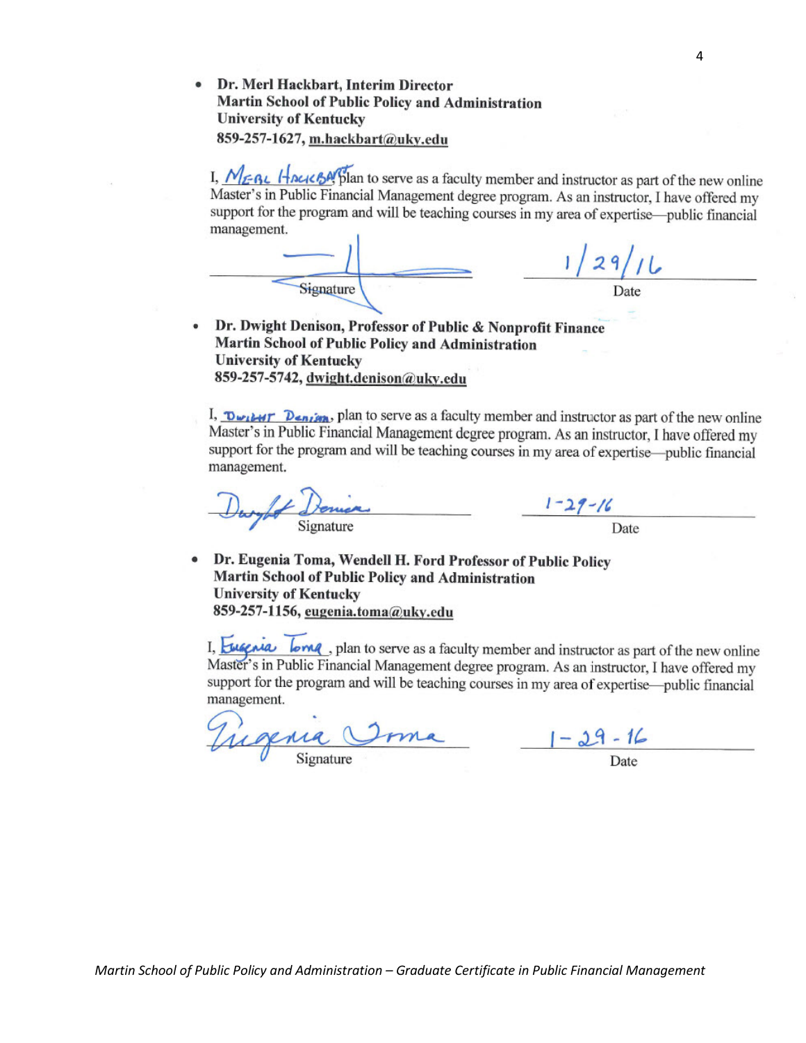- **Dr. Merl Hackbart, Interim Director**
  **Martin School of Public Policy and Administration**
  **University of Kentucky**
  **859-257-1627, m.hackbart@uky.edu**

I, MERL HACKBART, plan to serve as a faculty member and instructor as part of the new online Master's in Public Financial Management degree program. As an instructor, I have offered my support for the program and will be teaching courses in my area of expertise—public financial management.

| [signature] | 1/29/16 |
|---|---|
| Signature | Date |

- **Dr. Dwight Denison, Professor of Public & Nonprofit Finance**
  **Martin School of Public Policy and Administration**
  **University of Kentucky**
  **859-257-5742, dwight.denison@uky.edu**

I, DWIGHT Denison, plan to serve as a faculty member and instructor as part of the new online Master's in Public Financial Management degree program. As an instructor, I have offered my support for the program and will be teaching courses in my area of expertise—public financial management.

| Dwight Denison | 1-29-16 |
|---|---|
| Signature | Date |

- **Dr. Eugenia Toma, Wendell H. Ford Professor of Public Policy**
  **Martin School of Public Policy and Administration**
  **University of Kentucky**
  **859-257-1156, eugenia.toma@uky.edu**

I, Eugenia Toma, plan to serve as a faculty member and instructor as part of the new online Master's in Public Financial Management degree program. As an instructor, I have offered my support for the program and will be teaching courses in my area of expertise—public financial management.

| Eugenia Toma | 1-29-16 |
|---|---|
| Signature | Date |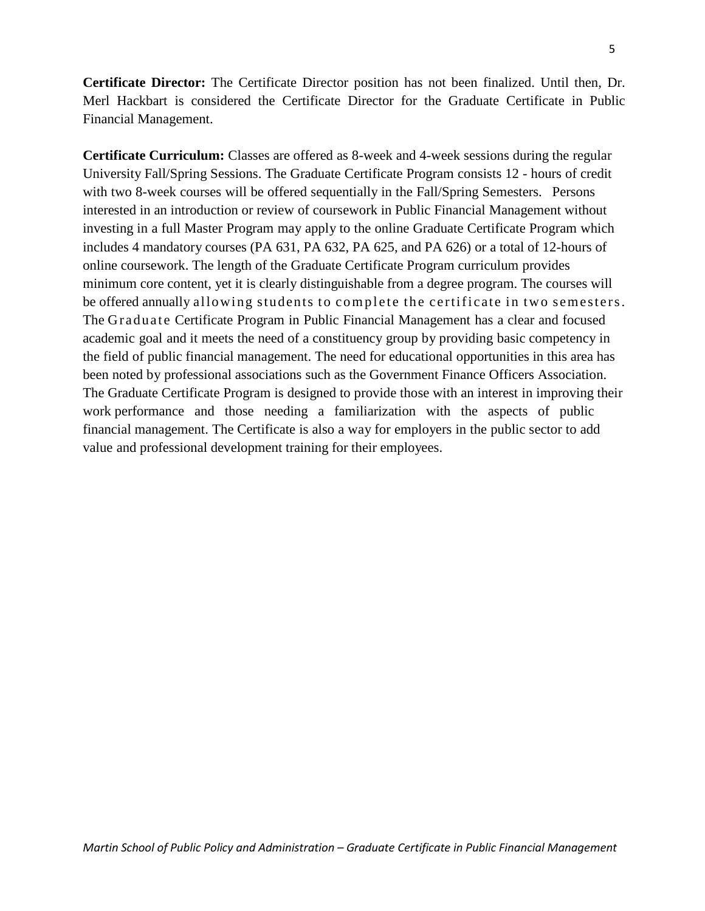**Certificate Director:** The Certificate Director position has not been finalized. Until then, Dr. Merl Hackbart is considered the Certificate Director for the Graduate Certificate in Public Financial Management.

**Certificate Curriculum:** Classes are offered as 8-week and 4-week sessions during the regular University Fall/Spring Sessions. The Graduate Certificate Program consists 12 - hours of credit with two 8-week courses will be offered sequentially in the Fall/Spring Semesters. Persons interested in an introduction or review of coursework in Public Financial Management without investing in a full Master Program may apply to the online Graduate Certificate Program which includes 4 mandatory courses (PA 631, PA 632, PA 625, and PA 626) or a total of 12-hours of online coursework. The length of the Graduate Certificate Program curriculum provides minimum core content, yet it is clearly distinguishable from a degree program. The courses will be offered annually allowing students to complete the certificate in two semesters. The Graduate Certificate Program in Public Financial Management has a clear and focused academic goal and it meets the need of a constituency group by providing basic competency in the field of public financial management. The need for educational opportunities in this area has been noted by professional associations such as the Government Finance Officers Association. The Graduate Certificate Program is designed to provide those with an interest in improving their work performance and those needing a familiarization with the aspects of public financial management. The Certificate is also a way for employers in the public sector to add value and professional development training for their employees.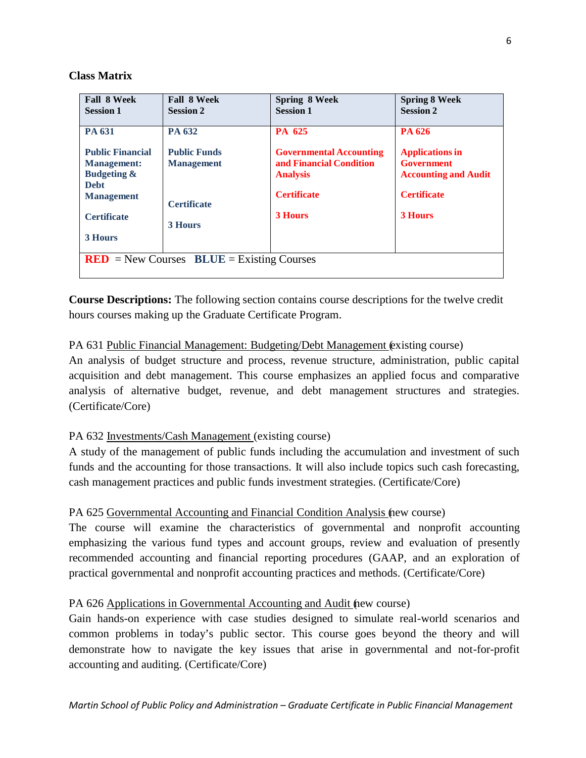**Class Matrix**

| Fall 8 Week Session 1 | Fall 8 Week Session 2 | Spring 8 Week Session 1 | Spring 8 Week Session 2 |
|---|---|---|---|
| **PA 631**<br><br>**Public Financial Management: Budgeting & Debt Management**<br><br>**Certificate**<br><br>**3 Hours** | **PA 632**<br><br>**Public Funds Management**<br><br>**Certificate**<br><br>**3 Hours** | **PA 625**<br><br>**Governmental Accounting and Financial Condition Analysis**<br><br>**Certificate**<br><br>**3 Hours** | **PA 626**<br><br>**Applications in Government Accounting and Audit**<br><br>**Certificate**<br><br>**3 Hours** |
| **RED** = New Courses **BLUE** = Existing Courses | | | |

**Course Descriptions:** The following section contains course descriptions for the twelve credit hours courses making up the Graduate Certificate Program.

PA 631 Public Financial Management: Budgeting/Debt Management (existing course)
An analysis of budget structure and process, revenue structure, administration, public capital acquisition and debt management. This course emphasizes an applied focus and comparative analysis of alternative budget, revenue, and debt management structures and strategies. (Certificate/Core)

PA 632 Investments/Cash Management (existing course)
A study of the management of public funds including the accumulation and investment of such funds and the accounting for those transactions. It will also include topics such cash forecasting, cash management practices and public funds investment strategies. (Certificate/Core)

PA 625 Governmental Accounting and Financial Condition Analysis (new course)
The course will examine the characteristics of governmental and nonprofit accounting emphasizing the various fund types and account groups, review and evaluation of presently recommended accounting and financial reporting procedures (GAAP, and an exploration of practical governmental and nonprofit accounting practices and methods. (Certificate/Core)

PA 626 Applications in Governmental Accounting and Audit (new course)
Gain hands-on experience with case studies designed to simulate real-world scenarios and common problems in today's public sector. This course goes beyond the theory and will demonstrate how to navigate the key issues that arise in governmental and not-for-profit accounting and auditing. (Certificate/Core)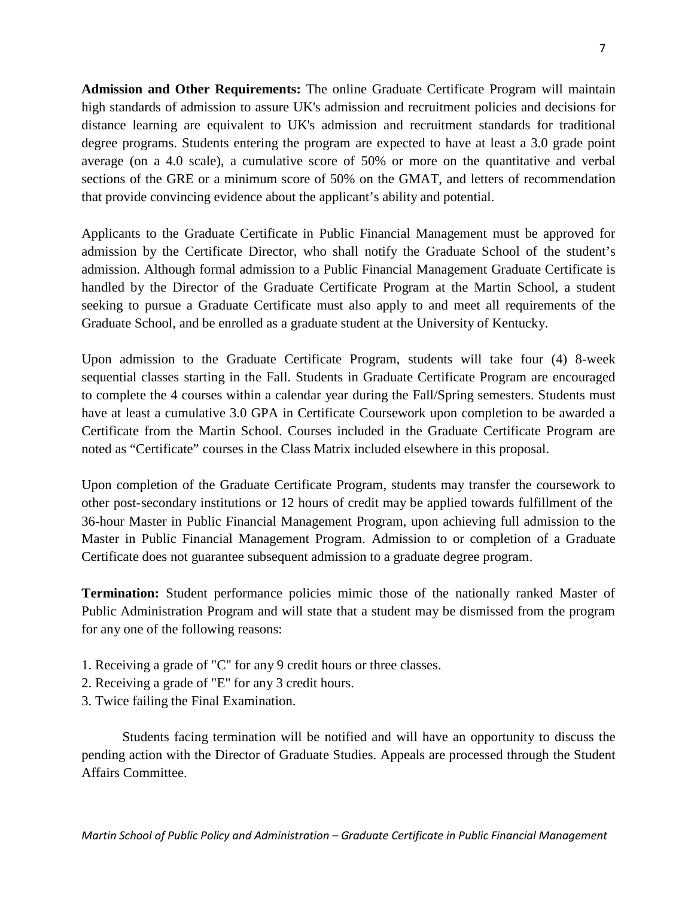**Admission and Other Requirements:** The online Graduate Certificate Program will maintain high standards of admission to assure UK's admission and recruitment policies and decisions for distance learning are equivalent to UK's admission and recruitment standards for traditional degree programs. Students entering the program are expected to have at least a 3.0 grade point average (on a 4.0 scale), a cumulative score of 50% or more on the quantitative and verbal sections of the GRE or a minimum score of 50% on the GMAT, and letters of recommendation that provide convincing evidence about the applicant's ability and potential.

Applicants to the Graduate Certificate in Public Financial Management must be approved for admission by the Certificate Director, who shall notify the Graduate School of the student's admission. Although formal admission to a Public Financial Management Graduate Certificate is handled by the Director of the Graduate Certificate Program at the Martin School, a student seeking to pursue a Graduate Certificate must also apply to and meet all requirements of the Graduate School, and be enrolled as a graduate student at the University of Kentucky.

Upon admission to the Graduate Certificate Program, students will take four (4) 8-week sequential classes starting in the Fall. Students in Graduate Certificate Program are encouraged to complete the 4 courses within a calendar year during the Fall/Spring semesters. Students must have at least a cumulative 3.0 GPA in Certificate Coursework upon completion to be awarded a Certificate from the Martin School. Courses included in the Graduate Certificate Program are noted as "Certificate" courses in the Class Matrix included elsewhere in this proposal.

Upon completion of the Graduate Certificate Program, students may transfer the coursework to other post-secondary institutions or 12 hours of credit may be applied towards fulfillment of the 36-hour Master in Public Financial Management Program, upon achieving full admission to the Master in Public Financial Management Program. Admission to or completion of a Graduate Certificate does not guarantee subsequent admission to a graduate degree program.

**Termination:** Student performance policies mimic those of the nationally ranked Master of Public Administration Program and will state that a student may be dismissed from the program for any one of the following reasons:

1. Receiving a grade of "C" for any 9 credit hours or three classes.
2. Receiving a grade of "E" for any 3 credit hours.
3. Twice failing the Final Examination.

Students facing termination will be notified and will have an opportunity to discuss the pending action with the Director of Graduate Studies. Appeals are processed through the Student Affairs Committee.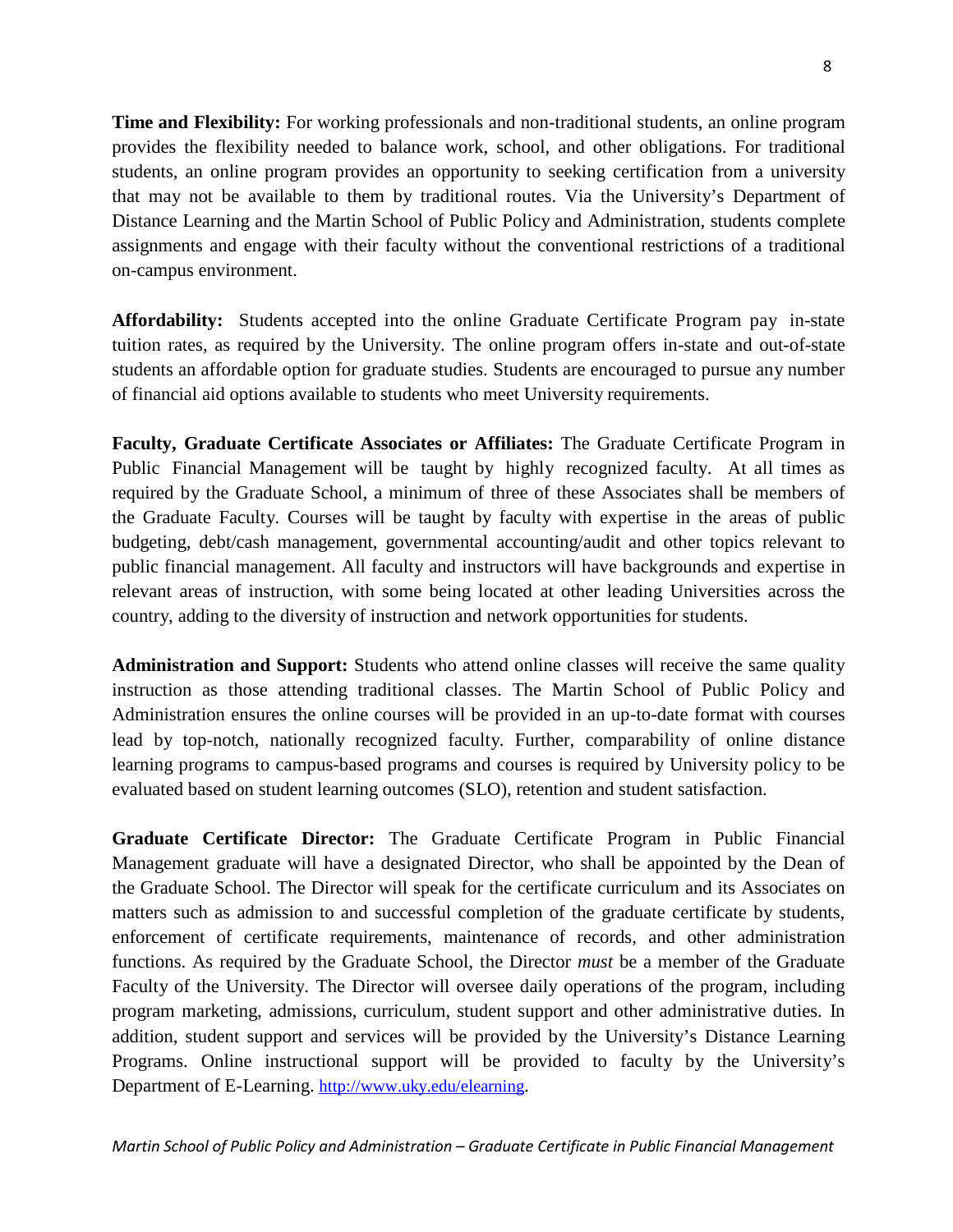**Time and Flexibility:** For working professionals and non-traditional students, an online program provides the flexibility needed to balance work, school, and other obligations. For traditional students, an online program provides an opportunity to seeking certification from a university that may not be available to them by traditional routes. Via the University's Department of Distance Learning and the Martin School of Public Policy and Administration, students complete assignments and engage with their faculty without the conventional restrictions of a traditional on-campus environment.

**Affordability:** Students accepted into the online Graduate Certificate Program pay in-state tuition rates, as required by the University. The online program offers in-state and out-of-state students an affordable option for graduate studies. Students are encouraged to pursue any number of financial aid options available to students who meet University requirements.

**Faculty, Graduate Certificate Associates or Affiliates:** The Graduate Certificate Program in Public Financial Management will be taught by highly recognized faculty. At all times as required by the Graduate School, a minimum of three of these Associates shall be members of the Graduate Faculty. Courses will be taught by faculty with expertise in the areas of public budgeting, debt/cash management, governmental accounting/audit and other topics relevant to public financial management. All faculty and instructors will have backgrounds and expertise in relevant areas of instruction, with some being located at other leading Universities across the country, adding to the diversity of instruction and network opportunities for students.

**Administration and Support:** Students who attend online classes will receive the same quality instruction as those attending traditional classes. The Martin School of Public Policy and Administration ensures the online courses will be provided in an up-to-date format with courses lead by top-notch, nationally recognized faculty. Further, comparability of online distance learning programs to campus-based programs and courses is required by University policy to be evaluated based on student learning outcomes (SLO), retention and student satisfaction.

**Graduate Certificate Director:** The Graduate Certificate Program in Public Financial Management graduate will have a designated Director, who shall be appointed by the Dean of the Graduate School. The Director will speak for the certificate curriculum and its Associates on matters such as admission to and successful completion of the graduate certificate by students, enforcement of certificate requirements, maintenance of records, and other administration functions. As required by the Graduate School, the Director *must* be a member of the Graduate Faculty of the University. The Director will oversee daily operations of the program, including program marketing, admissions, curriculum, student support and other administrative duties. In addition, student support and services will be provided by the University's Distance Learning Programs. Online instructional support will be provided to faculty by the University's Department of E-Learning. http://www.uky.edu/elearning.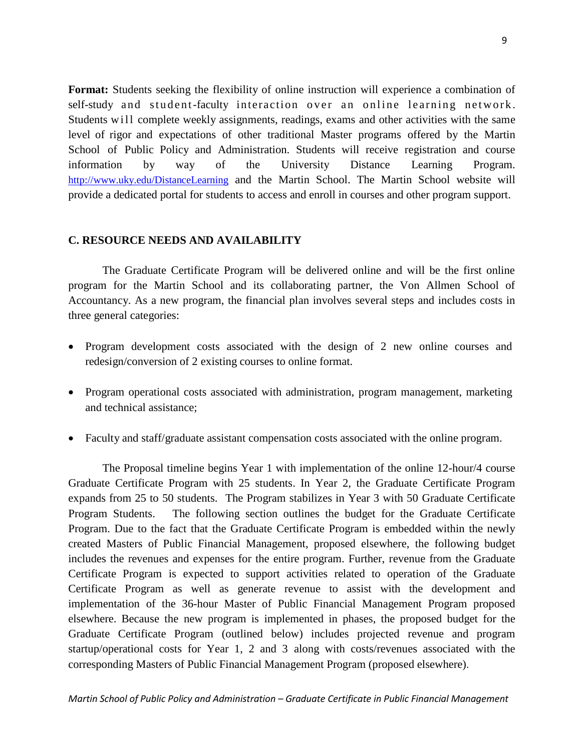**Format:** Students seeking the flexibility of online instruction will experience a combination of self-study and student-faculty interaction over an online learning network. Students will complete weekly assignments, readings, exams and other activities with the same level of rigor and expectations of other traditional Master programs offered by the Martin School of Public Policy and Administration. Students will receive registration and course information by way of the University Distance Learning Program. http://www.uky.edu/DistanceLearning and the Martin School. The Martin School website will provide a dedicated portal for students to access and enroll in courses and other program support.

## C. RESOURCE NEEDS AND AVAILABILITY

The Graduate Certificate Program will be delivered online and will be the first online program for the Martin School and its collaborating partner, the Von Allmen School of Accountancy. As a new program, the financial plan involves several steps and includes costs in three general categories:

- Program development costs associated with the design of 2 new online courses and redesign/conversion of 2 existing courses to online format.
- Program operational costs associated with administration, program management, marketing and technical assistance;
- Faculty and staff/graduate assistant compensation costs associated with the online program.

The Proposal timeline begins Year 1 with implementation of the online 12-hour/4 course Graduate Certificate Program with 25 students. In Year 2, the Graduate Certificate Program expands from 25 to 50 students. The Program stabilizes in Year 3 with 50 Graduate Certificate Program Students. The following section outlines the budget for the Graduate Certificate Program. Due to the fact that the Graduate Certificate Program is embedded within the newly created Masters of Public Financial Management, proposed elsewhere, the following budget includes the revenues and expenses for the entire program. Further, revenue from the Graduate Certificate Program is expected to support activities related to operation of the Graduate Certificate Program as well as generate revenue to assist with the development and implementation of the 36-hour Master of Public Financial Management Program proposed elsewhere. Because the new program is implemented in phases, the proposed budget for the Graduate Certificate Program (outlined below) includes projected revenue and program startup/operational costs for Year 1, 2 and 3 along with costs/revenues associated with the corresponding Masters of Public Financial Management Program (proposed elsewhere).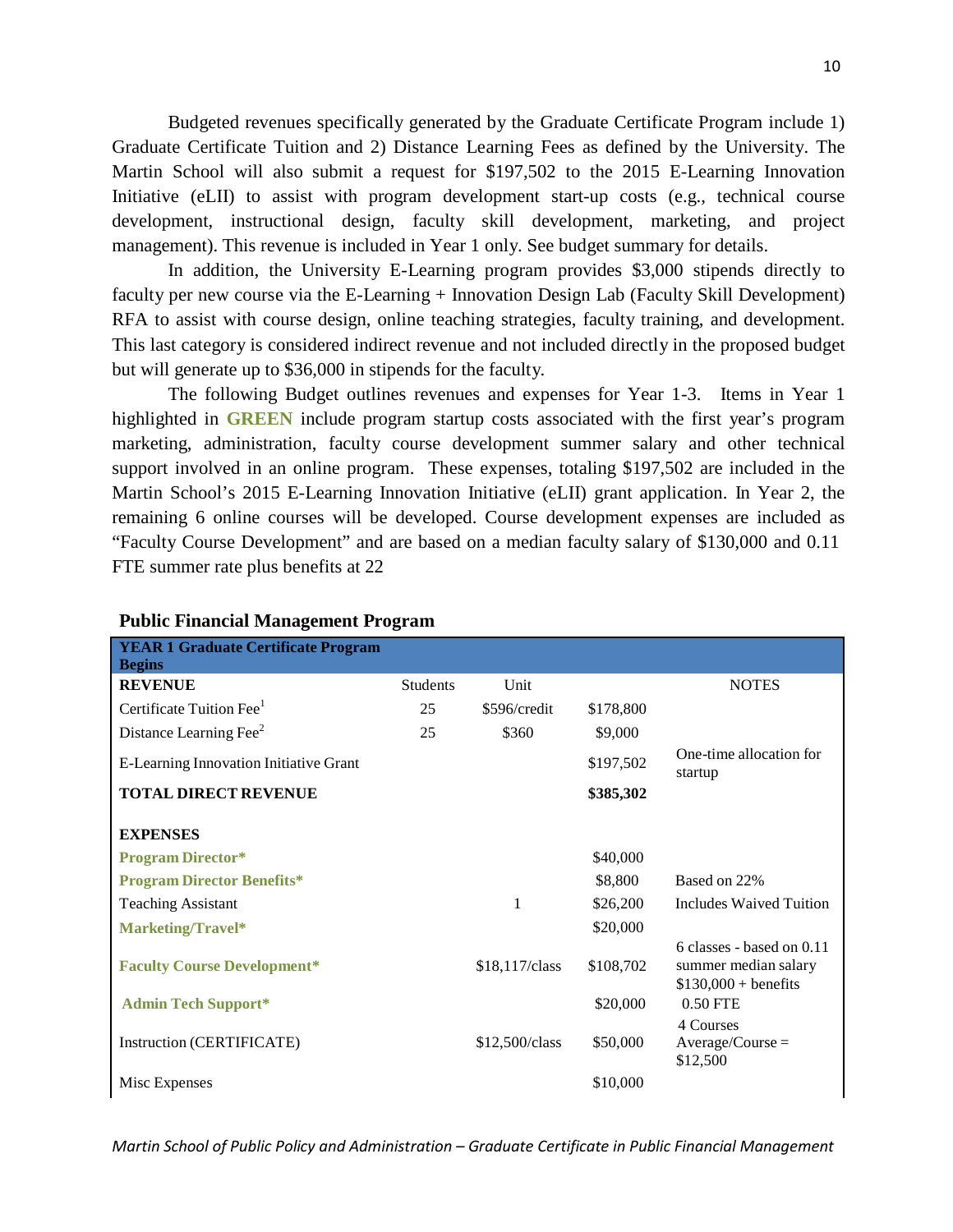Budgeted revenues specifically generated by the Graduate Certificate Program include 1) Graduate Certificate Tuition and 2) Distance Learning Fees as defined by the University. The Martin School will also submit a request for $197,502 to the 2015 E-Learning Innovation Initiative (eLII) to assist with program development start-up costs (e.g., technical course development, instructional design, faculty skill development, marketing, and project management). This revenue is included in Year 1 only. See budget summary for details.

In addition, the University E-Learning program provides $3,000 stipends directly to faculty per new course via the E-Learning + Innovation Design Lab (Faculty Skill Development) RFA to assist with course design, online teaching strategies, faculty training, and development. This last category is considered indirect revenue and not included directly in the proposed budget but will generate up to $36,000 in stipends for the faculty.

The following Budget outlines revenues and expenses for Year 1-3. Items in Year 1 highlighted in **GREEN** include program startup costs associated with the first year's program marketing, administration, faculty course development summer salary and other technical support involved in an online program. These expenses, totaling $197,502 are included in the Martin School's 2015 E-Learning Innovation Initiative (eLII) grant application. In Year 2, the remaining 6 online courses will be developed. Course development expenses are included as "Faculty Course Development" and are based on a median faculty salary of $130,000 and 0.11 FTE summer rate plus benefits at 22

**Public Financial Management Program**

| **YEAR 1 Graduate Certificate Program Begins** | | | | |
|---|---|---|---|---|
| **REVENUE** | Students | Unit | | NOTES |
| Certificate Tuition Fee[1] | 25 | $596/credit | $178,800 | |
| Distance Learning Fee[2] | 25 | $360 | $9,000 | |
| E-Learning Innovation Initiative Grant | | | $197,502 | One-time allocation for startup |
| **TOTAL DIRECT REVENUE** | | | **$385,302** | |
| | | | | |
| **EXPENSES** | | | | |
| **Program Director*** | | | $40,000 | |
| **Program Director Benefits*** | | | $8,800 | Based on 22% |
| Teaching Assistant | | 1 | $26,200 | Includes Waived Tuition |
| **Marketing/Travel*** | | | $20,000 | |
| **Faculty Course Development*** | | $18,117/class | $108,702 | 6 classes - based on 0.11 summer median salary $130,000 + benefits |
| **Admin Tech Support*** | | | $20,000 | 0.50 FTE |
| Instruction (CERTIFICATE) | | $12,500/class | $50,000 | 4 Courses Average/Course = $12,500 |
| Misc Expenses | | | $10,000 | |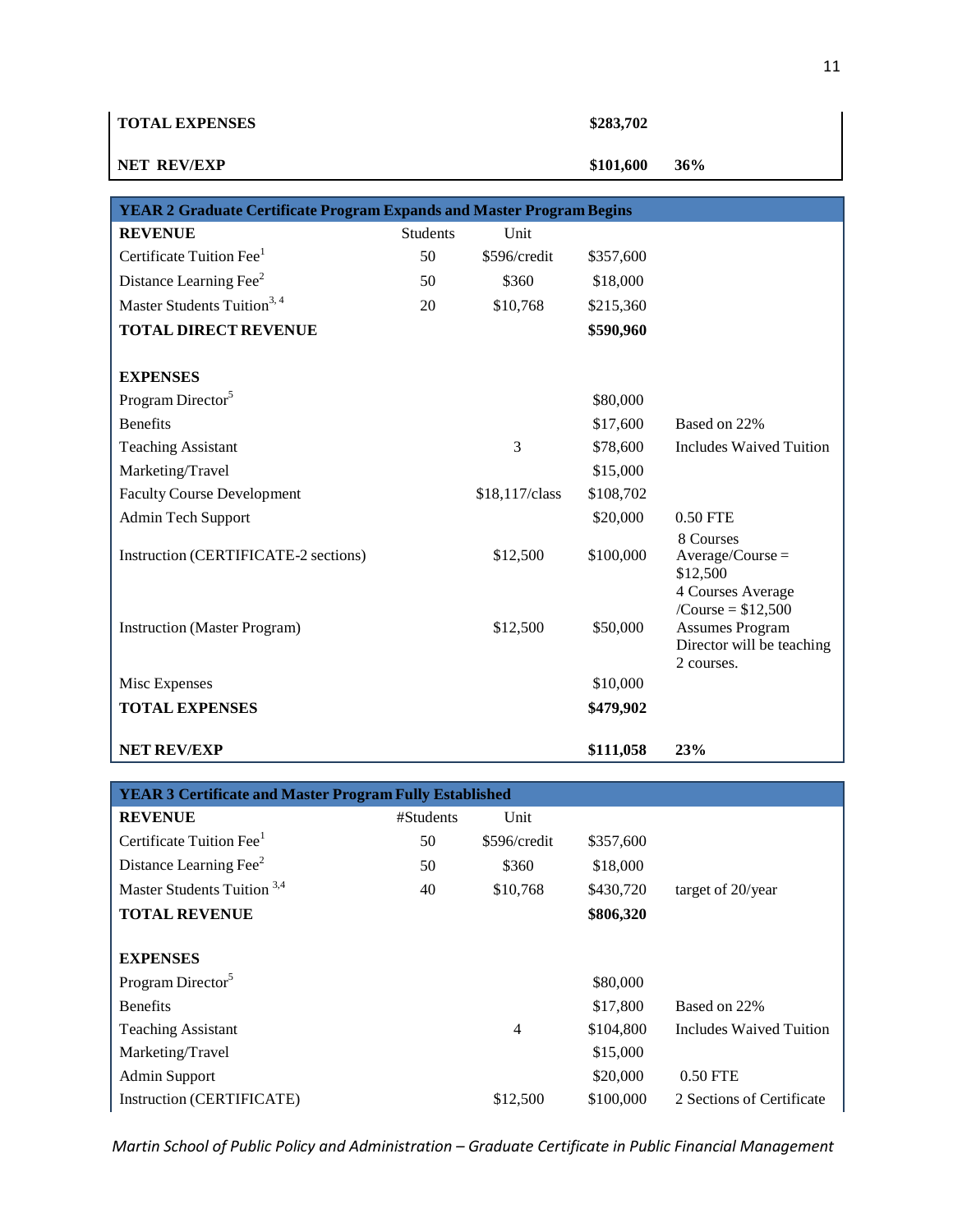| | | | | |
|---|---|---|---|---|
| **TOTAL EXPENSES** | | | **$283,702** | |
| **NET REV/EXP** | | | **$101,600** | **36%** |

| **YEAR 2 Graduate Certificate Program Expands and Master Program Begins** | | | | |
|---|---|---|---|---|
| **REVENUE** | Students | Unit | | |
| Certificate Tuition Fee[1] | 50 | $596/credit | $357,600 | |
| Distance Learning Fee[2] | 50 | $360 | $18,000 | |
| Master Students Tuition[3, 4] | 20 | $10,768 | $215,360 | |
| **TOTAL DIRECT REVENUE** | | | **$590,960** | |
| | | | | |
| **EXPENSES** | | | | |
| Program Director[5] | | | $80,000 | |
| Benefits | | | $17,600 | Based on 22% |
| Teaching Assistant | | 3 | $78,600 | Includes Waived Tuition |
| Marketing/Travel | | | $15,000 | |
| Faculty Course Development | | $18,117/class | $108,702 | |
| Admin Tech Support | | | $20,000 | 0.50 FTE |
| Instruction (CERTIFICATE-2 sections) | | $12,500 | $100,000 | 8 Courses Average/Course = $12,500 |
| Instruction (Master Program) | | $12,500 | $50,000 | 4 Courses Average /Course = $12,500 Assumes Program Director will be teaching 2 courses. |
| Misc Expenses | | | $10,000 | |
| **TOTAL EXPENSES** | | | **$479,902** | |
| **NET REV/EXP** | | | **$111,058** | **23%** |

| **YEAR 3 Certificate and Master Program Fully Established** | | | | |
|---|---|---|---|---|
| **REVENUE** | #Students | Unit | | |
| Certificate Tuition Fee[1] | 50 | $596/credit | $357,600 | |
| Distance Learning Fee[2] | 50 | $360 | $18,000 | |
| Master Students Tuition [3,4] | 40 | $10,768 | $430,720 | target of 20/year |
| **TOTAL REVENUE** | | | **$806,320** | |
| | | | | |
| **EXPENSES** | | | | |
| Program Director[5] | | | $80,000 | |
| Benefits | | | $17,800 | Based on 22% |
| Teaching Assistant | | 4 | $104,800 | Includes Waived Tuition |
| Marketing/Travel | | | $15,000 | |
| Admin Support | | | $20,000 | 0.50 FTE |
| Instruction (CERTIFICATE) | | $12,500 | $100,000 | 2 Sections of Certificate |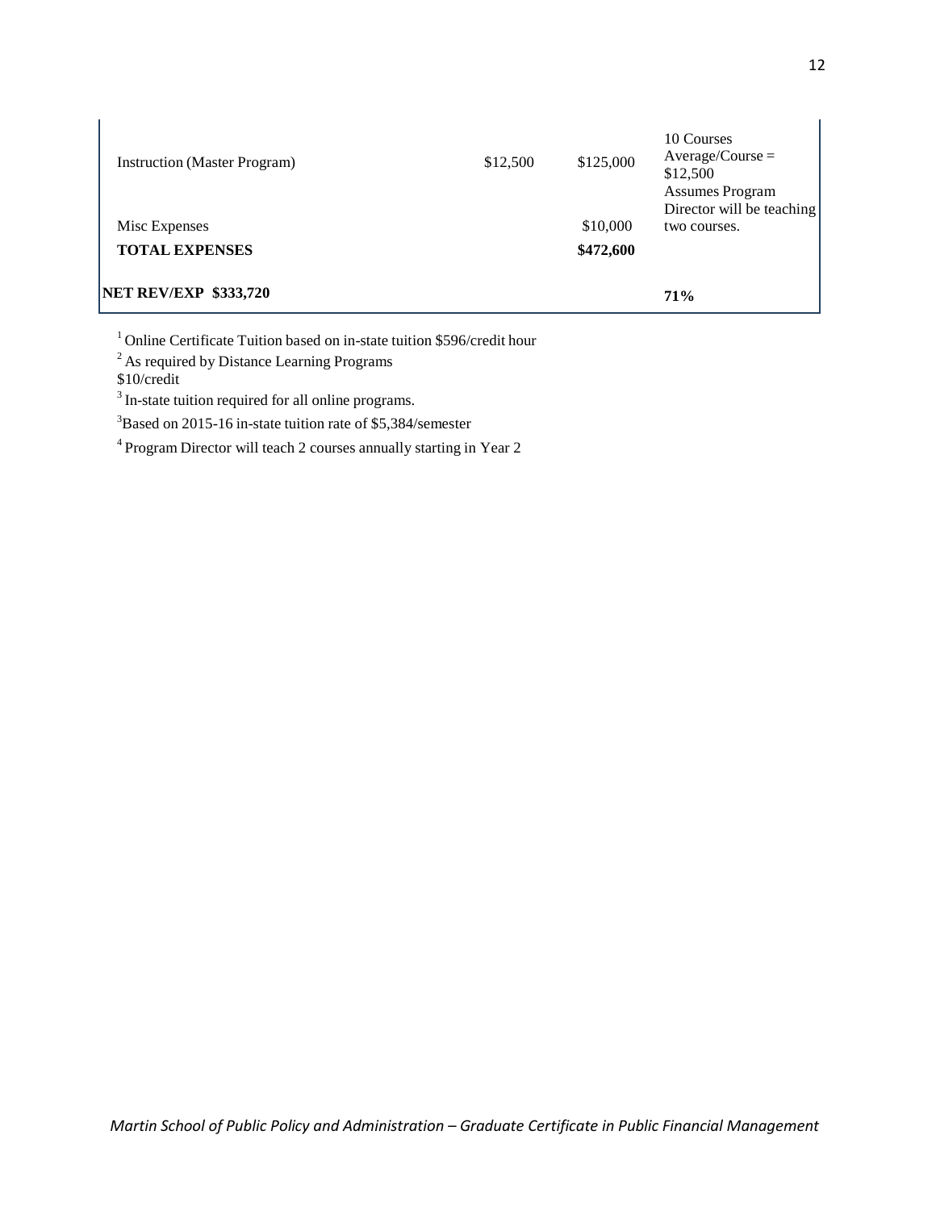| | | | |
|---|---|---|---|
| Instruction (Master Program) | $12,500 | $125,000 | 10 Courses Average/Course = $12,500 |
| Misc Expenses | | $10,000 | Assumes Program Director will be teaching two courses. |
| **TOTAL EXPENSES** | | **$472,600** | |
| **NET REV/EXP $333,720** | | | **71%** |

[1] Online Certificate Tuition based on in-state tuition $596/credit hour

[2] As required by Distance Learning Programs
$10/credit

[3] In-state tuition required for all online programs.

[3]Based on 2015-16 in-state tuition rate of $5,384/semester

[4] Program Director will teach 2 courses annually starting in Year 2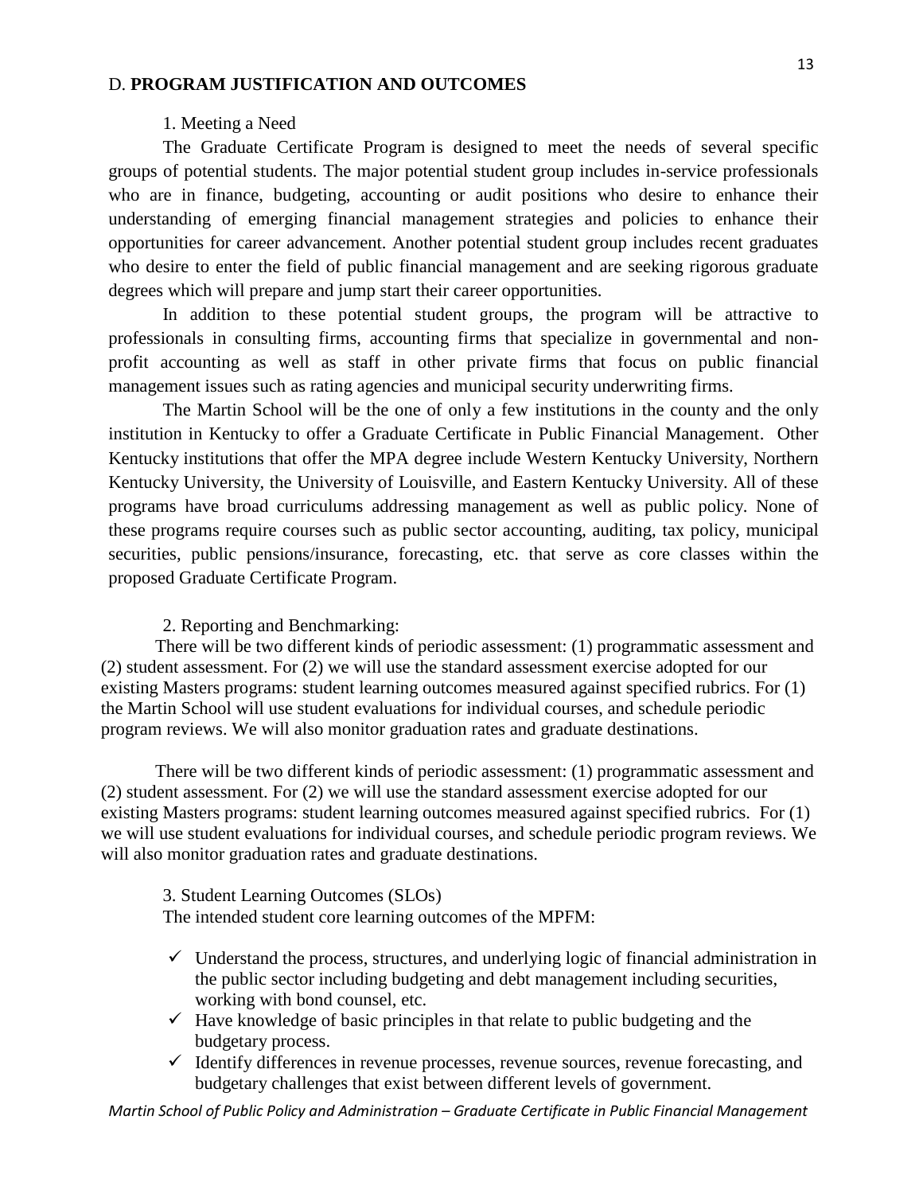## D. **PROGRAM JUSTIFICATION AND OUTCOMES**

1. Meeting a Need

The Graduate Certificate Program is designed to meet the needs of several specific groups of potential students. The major potential student group includes in-service professionals who are in finance, budgeting, accounting or audit positions who desire to enhance their understanding of emerging financial management strategies and policies to enhance their opportunities for career advancement. Another potential student group includes recent graduates who desire to enter the field of public financial management and are seeking rigorous graduate degrees which will prepare and jump start their career opportunities.

In addition to these potential student groups, the program will be attractive to professionals in consulting firms, accounting firms that specialize in governmental and non-profit accounting as well as staff in other private firms that focus on public financial management issues such as rating agencies and municipal security underwriting firms.

The Martin School will be the one of only a few institutions in the county and the only institution in Kentucky to offer a Graduate Certificate in Public Financial Management. Other Kentucky institutions that offer the MPA degree include Western Kentucky University, Northern Kentucky University, the University of Louisville, and Eastern Kentucky University. All of these programs have broad curriculums addressing management as well as public policy. None of these programs require courses such as public sector accounting, auditing, tax policy, municipal securities, public pensions/insurance, forecasting, etc. that serve as core classes within the proposed Graduate Certificate Program.

2. Reporting and Benchmarking:

There will be two different kinds of periodic assessment: (1) programmatic assessment and (2) student assessment. For (2) we will use the standard assessment exercise adopted for our existing Masters programs: student learning outcomes measured against specified rubrics. For (1) the Martin School will use student evaluations for individual courses, and schedule periodic program reviews. We will also monitor graduation rates and graduate destinations.

There will be two different kinds of periodic assessment: (1) programmatic assessment and (2) student assessment. For (2) we will use the standard assessment exercise adopted for our existing Masters programs: student learning outcomes measured against specified rubrics. For (1) we will use student evaluations for individual courses, and schedule periodic program reviews. We will also monitor graduation rates and graduate destinations.

3. Student Learning Outcomes (SLOs)

The intended student core learning outcomes of the MPFM:

- ✓ Understand the process, structures, and underlying logic of financial administration in the public sector including budgeting and debt management including securities, working with bond counsel, etc.
- ✓ Have knowledge of basic principles in that relate to public budgeting and the budgetary process.
- ✓ Identify differences in revenue processes, revenue sources, revenue forecasting, and budgetary challenges that exist between different levels of government.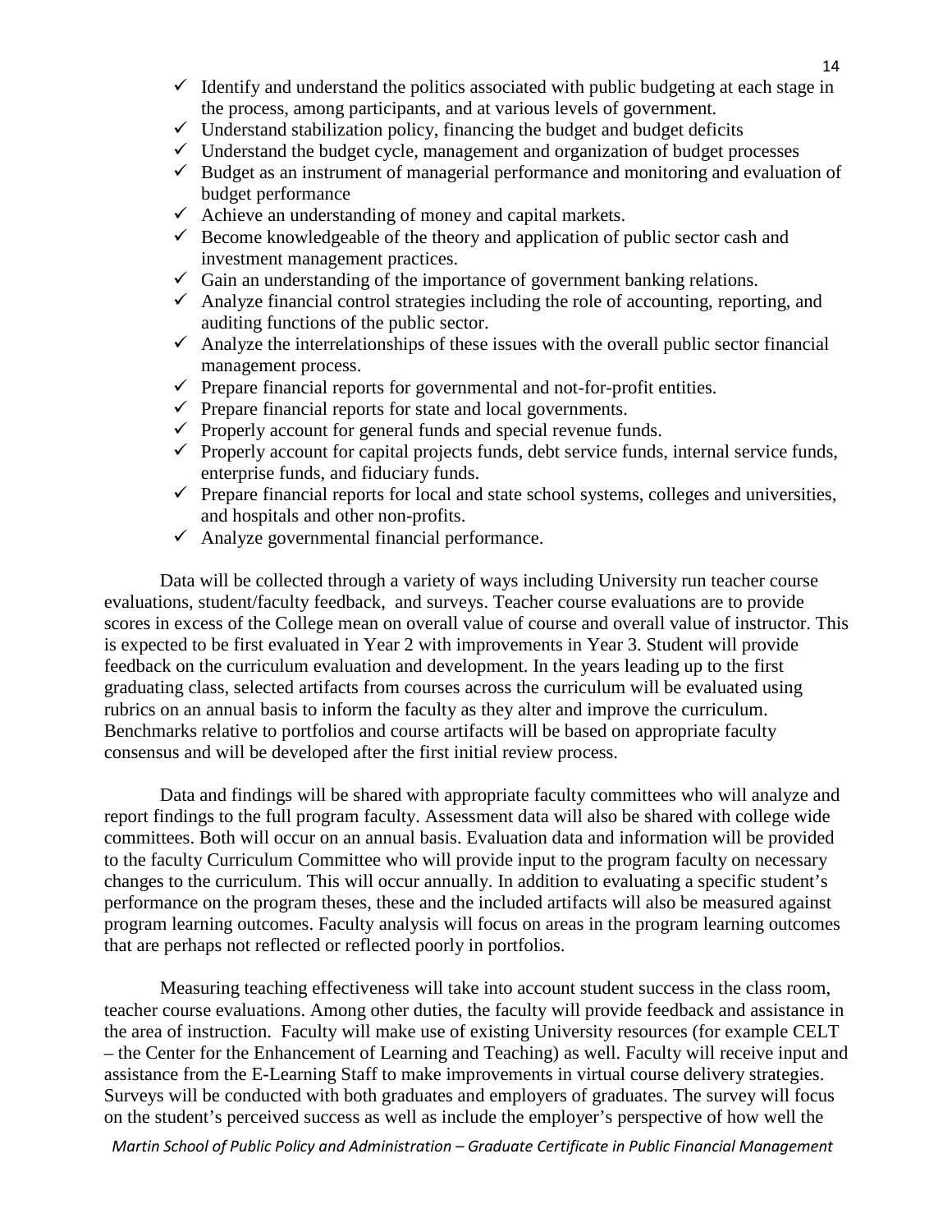- ✓ Identify and understand the politics associated with public budgeting at each stage in the process, among participants, and at various levels of government.
- ✓ Understand stabilization policy, financing the budget and budget deficits
- ✓ Understand the budget cycle, management and organization of budget processes
- ✓ Budget as an instrument of managerial performance and monitoring and evaluation of budget performance
- ✓ Achieve an understanding of money and capital markets.
- ✓ Become knowledgeable of the theory and application of public sector cash and investment management practices.
- ✓ Gain an understanding of the importance of government banking relations.
- ✓ Analyze financial control strategies including the role of accounting, reporting, and auditing functions of the public sector.
- ✓ Analyze the interrelationships of these issues with the overall public sector financial management process.
- ✓ Prepare financial reports for governmental and not-for-profit entities.
- ✓ Prepare financial reports for state and local governments.
- ✓ Properly account for general funds and special revenue funds.
- ✓ Properly account for capital projects funds, debt service funds, internal service funds, enterprise funds, and fiduciary funds.
- ✓ Prepare financial reports for local and state school systems, colleges and universities, and hospitals and other non-profits.
- ✓ Analyze governmental financial performance.

Data will be collected through a variety of ways including University run teacher course evaluations, student/faculty feedback, and surveys. Teacher course evaluations are to provide scores in excess of the College mean on overall value of course and overall value of instructor. This is expected to be first evaluated in Year 2 with improvements in Year 3. Student will provide feedback on the curriculum evaluation and development. In the years leading up to the first graduating class, selected artifacts from courses across the curriculum will be evaluated using rubrics on an annual basis to inform the faculty as they alter and improve the curriculum. Benchmarks relative to portfolios and course artifacts will be based on appropriate faculty consensus and will be developed after the first initial review process.

Data and findings will be shared with appropriate faculty committees who will analyze and report findings to the full program faculty. Assessment data will also be shared with college wide committees. Both will occur on an annual basis. Evaluation data and information will be provided to the faculty Curriculum Committee who will provide input to the program faculty on necessary changes to the curriculum. This will occur annually. In addition to evaluating a specific student's performance on the program theses, these and the included artifacts will also be measured against program learning outcomes. Faculty analysis will focus on areas in the program learning outcomes that are perhaps not reflected or reflected poorly in portfolios.

Measuring teaching effectiveness will take into account student success in the class room, teacher course evaluations. Among other duties, the faculty will provide feedback and assistance in the area of instruction. Faculty will make use of existing University resources (for example CELT – the Center for the Enhancement of Learning and Teaching) as well. Faculty will receive input and assistance from the E-Learning Staff to make improvements in virtual course delivery strategies. Surveys will be conducted with both graduates and employers of graduates. The survey will focus on the student's perceived success as well as include the employer's perspective of how well the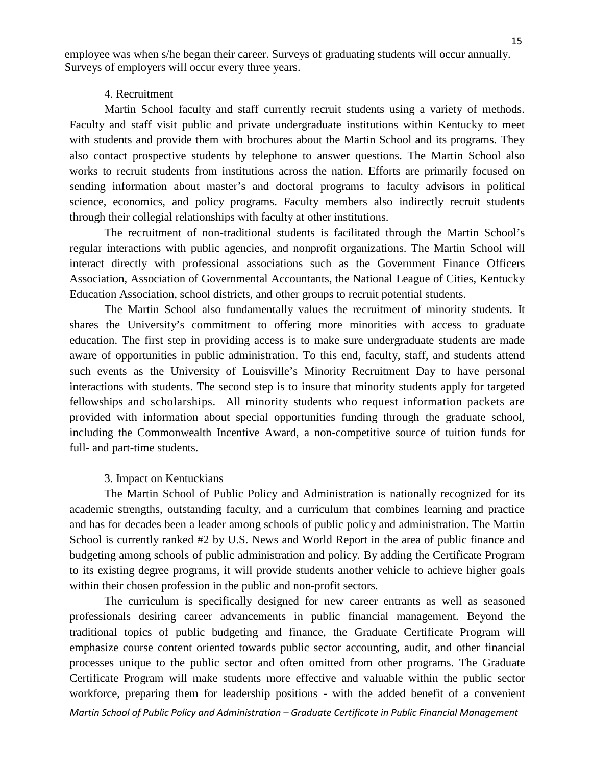employee was when s/he began their career. Surveys of graduating students will occur annually. Surveys of employers will occur every three years.

4. Recruitment

Martin School faculty and staff currently recruit students using a variety of methods. Faculty and staff visit public and private undergraduate institutions within Kentucky to meet with students and provide them with brochures about the Martin School and its programs. They also contact prospective students by telephone to answer questions. The Martin School also works to recruit students from institutions across the nation. Efforts are primarily focused on sending information about master's and doctoral programs to faculty advisors in political science, economics, and policy programs. Faculty members also indirectly recruit students through their collegial relationships with faculty at other institutions.

The recruitment of non-traditional students is facilitated through the Martin School's regular interactions with public agencies, and nonprofit organizations. The Martin School will interact directly with professional associations such as the Government Finance Officers Association, Association of Governmental Accountants, the National League of Cities, Kentucky Education Association, school districts, and other groups to recruit potential students.

The Martin School also fundamentally values the recruitment of minority students. It shares the University's commitment to offering more minorities with access to graduate education. The first step in providing access is to make sure undergraduate students are made aware of opportunities in public administration. To this end, faculty, staff, and students attend such events as the University of Louisville's Minority Recruitment Day to have personal interactions with students. The second step is to insure that minority students apply for targeted fellowships and scholarships. All minority students who request information packets are provided with information about special opportunities funding through the graduate school, including the Commonwealth Incentive Award, a non-competitive source of tuition funds for full- and part-time students.

3. Impact on Kentuckians

The Martin School of Public Policy and Administration is nationally recognized for its academic strengths, outstanding faculty, and a curriculum that combines learning and practice and has for decades been a leader among schools of public policy and administration. The Martin School is currently ranked #2 by U.S. News and World Report in the area of public finance and budgeting among schools of public administration and policy. By adding the Certificate Program to its existing degree programs, it will provide students another vehicle to achieve higher goals within their chosen profession in the public and non-profit sectors.

The curriculum is specifically designed for new career entrants as well as seasoned professionals desiring career advancements in public financial management. Beyond the traditional topics of public budgeting and finance, the Graduate Certificate Program will emphasize course content oriented towards public sector accounting, audit, and other financial processes unique to the public sector and often omitted from other programs. The Graduate Certificate Program will make students more effective and valuable within the public sector workforce, preparing them for leadership positions - with the added benefit of a convenient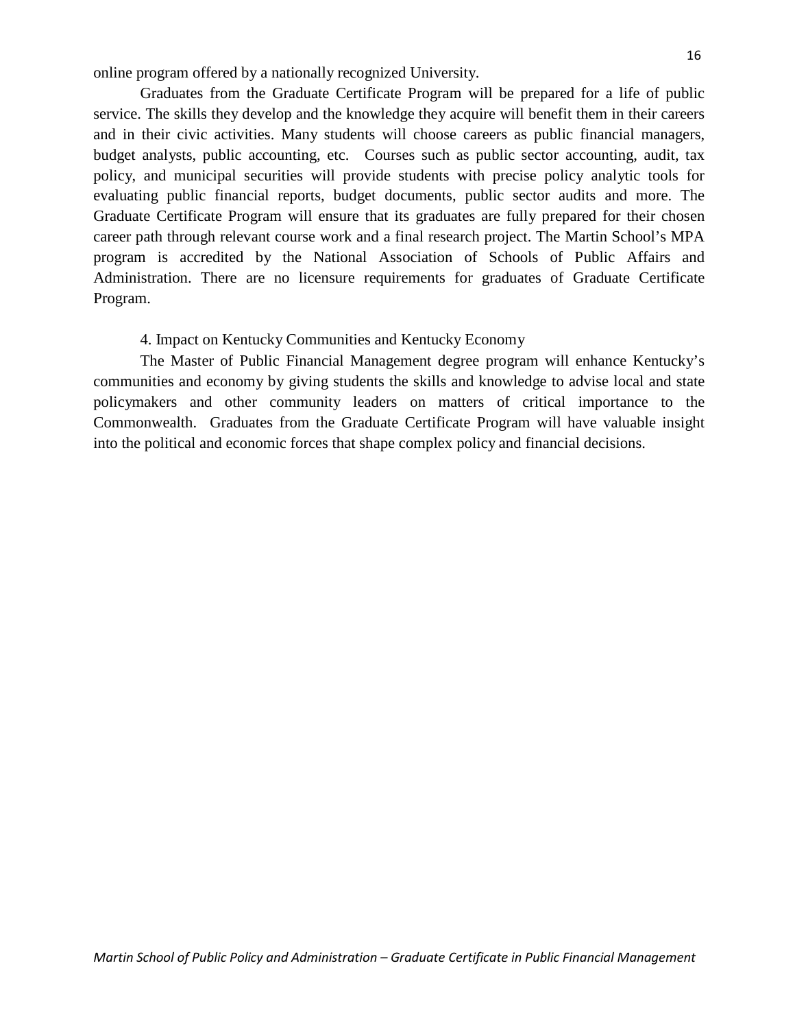online program offered by a nationally recognized University.

Graduates from the Graduate Certificate Program will be prepared for a life of public service. The skills they develop and the knowledge they acquire will benefit them in their careers and in their civic activities. Many students will choose careers as public financial managers, budget analysts, public accounting, etc. Courses such as public sector accounting, audit, tax policy, and municipal securities will provide students with precise policy analytic tools for evaluating public financial reports, budget documents, public sector audits and more. The Graduate Certificate Program will ensure that its graduates are fully prepared for their chosen career path through relevant course work and a final research project. The Martin School's MPA program is accredited by the National Association of Schools of Public Affairs and Administration. There are no licensure requirements for graduates of Graduate Certificate Program.

4. Impact on Kentucky Communities and Kentucky Economy

The Master of Public Financial Management degree program will enhance Kentucky's communities and economy by giving students the skills and knowledge to advise local and state policymakers and other community leaders on matters of critical importance to the Commonwealth. Graduates from the Graduate Certificate Program will have valuable insight into the political and economic forces that shape complex policy and financial decisions.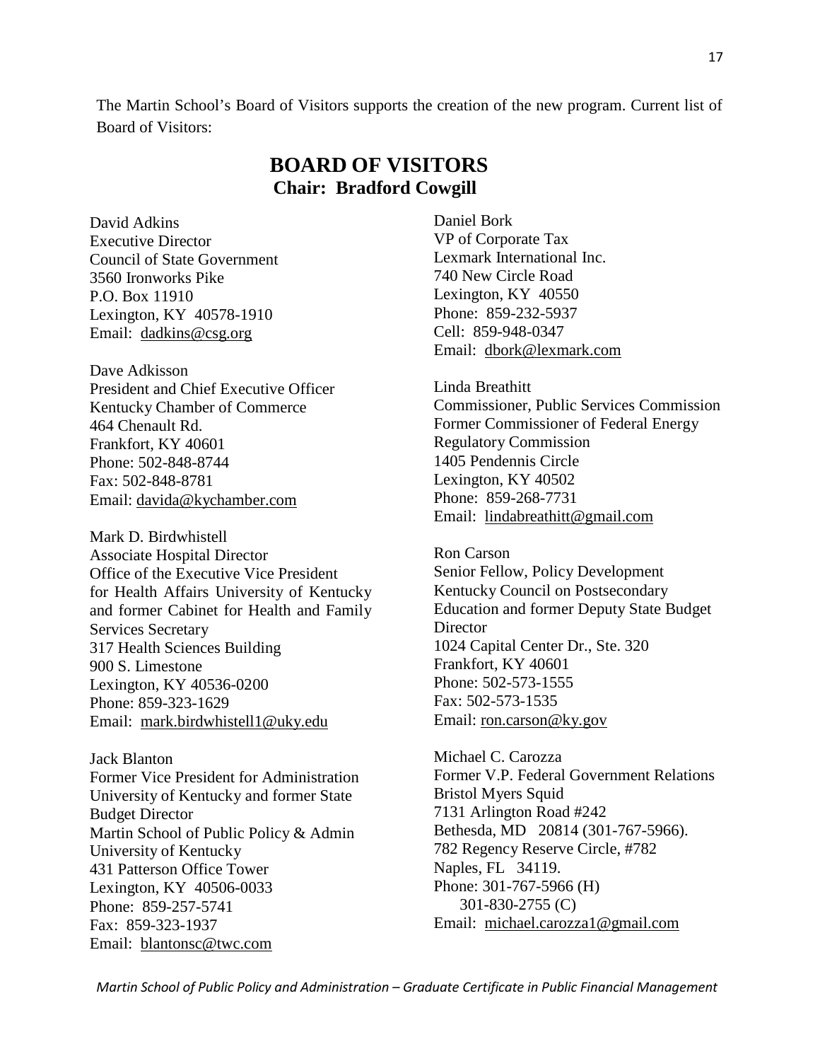The Martin School's Board of Visitors supports the creation of the new program. Current list of Board of Visitors:

# BOARD OF VISITORS

## Chair: Bradford Cowgill

David Adkins
Executive Director
Council of State Government
3560 Ironworks Pike
P.O. Box 11910
Lexington, KY 40578-1910
Email: dadkins@csg.org

Dave Adkisson
President and Chief Executive Officer
Kentucky Chamber of Commerce
464 Chenault Rd.
Frankfort, KY 40601
Phone: 502-848-8744
Fax: 502-848-8781
Email: davida@kychamber.com

Mark D. Birdwhistell
Associate Hospital Director
Office of the Executive Vice President for Health Affairs University of Kentucky and former Cabinet for Health and Family Services Secretary
317 Health Sciences Building
900 S. Limestone
Lexington, KY 40536-0200
Phone: 859-323-1629
Email: mark.birdwhistell1@uky.edu

Jack Blanton
Former Vice President for Administration University of Kentucky and former State Budget Director
Martin School of Public Policy & Admin
University of Kentucky
431 Patterson Office Tower
Lexington, KY 40506-0033
Phone: 859-257-5741
Fax: 859-323-1937
Email: blantonsc@twc.com

Daniel Bork
VP of Corporate Tax
Lexmark International Inc.
740 New Circle Road
Lexington, KY 40550
Phone: 859-232-5937
Cell: 859-948-0347
Email: dbork@lexmark.com

Linda Breathitt
Commissioner, Public Services Commission
Former Commissioner of Federal Energy Regulatory Commission
1405 Pendennis Circle
Lexington, KY 40502
Phone: 859-268-7731
Email: lindabreathitt@gmail.com

Ron Carson
Senior Fellow, Policy Development
Kentucky Council on Postsecondary Education and former Deputy State Budget Director
1024 Capital Center Dr., Ste. 320
Frankfort, KY 40601
Phone: 502-573-1555
Fax: 502-573-1535
Email: ron.carson@ky.gov

Michael C. Carozza
Former V.P. Federal Government Relations
Bristol Myers Squid
7131 Arlington Road #242
Bethesda, MD 20814 (301-767-5966).
782 Regency Reserve Circle, #782
Naples, FL 34119.
Phone: 301-767-5966 (H)
301-830-2755 (C)
Email: michael.carozza1@gmail.com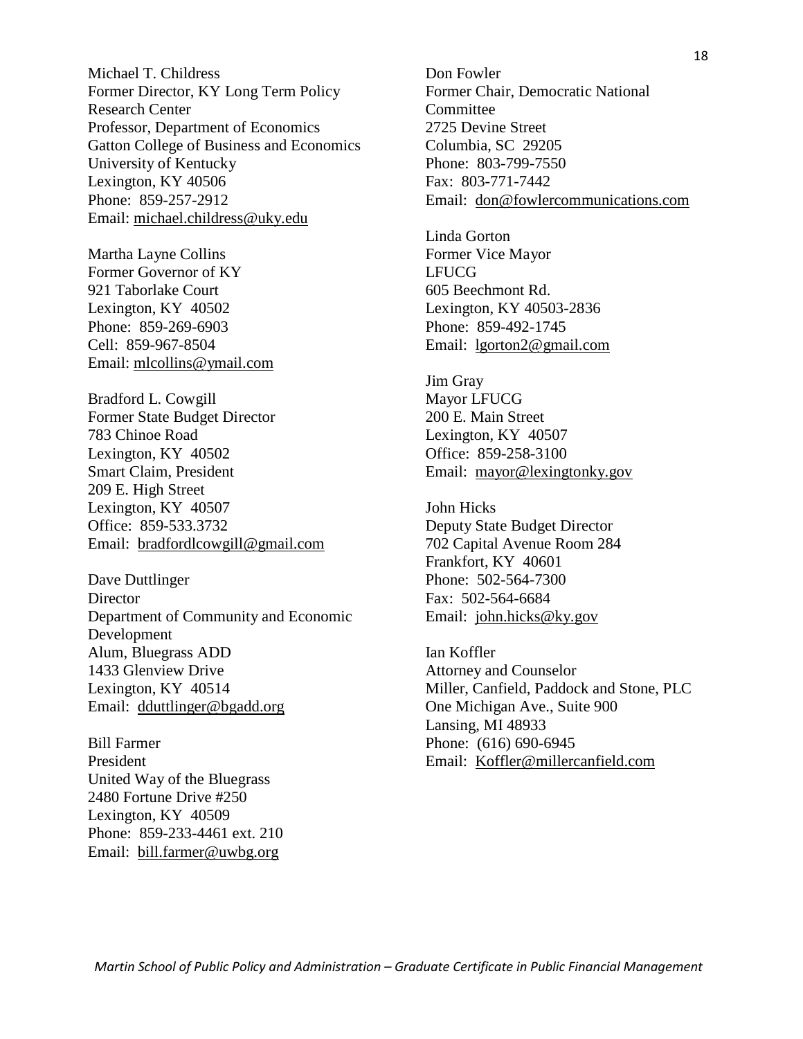Michael T. Childress
Former Director, KY Long Term Policy Research Center
Professor, Department of Economics
Gatton College of Business and Economics
University of Kentucky
Lexington, KY 40506
Phone: 859-257-2912
Email: michael.childress@uky.edu

Martha Layne Collins
Former Governor of KY
921 Taborlake Court
Lexington, KY 40502
Phone: 859-269-6903
Cell: 859-967-8504
Email: mlcollins@ymail.com

Bradford L. Cowgill
Former State Budget Director
783 Chinoe Road
Lexington, KY 40502
Smart Claim, President
209 E. High Street
Lexington, KY 40507
Office: 859-533.3732
Email: bradfordlcowgill@gmail.com

Dave Duttlinger
Director
Department of Community and Economic Development
Alum, Bluegrass ADD
1433 Glenview Drive
Lexington, KY 40514
Email: dduttlinger@bgadd.org

Bill Farmer
President
United Way of the Bluegrass
2480 Fortune Drive #250
Lexington, KY 40509
Phone: 859-233-4461 ext. 210
Email: bill.farmer@uwbg.org

Don Fowler
Former Chair, Democratic National Committee
2725 Devine Street
Columbia, SC 29205
Phone: 803-799-7550
Fax: 803-771-7442
Email: don@fowlercommunications.com

Linda Gorton
Former Vice Mayor
LFUCG
605 Beechmont Rd.
Lexington, KY 40503-2836
Phone: 859-492-1745
Email: lgorton2@gmail.com

Jim Gray
Mayor LFUCG
200 E. Main Street
Lexington, KY 40507
Office: 859-258-3100
Email: mayor@lexingtonky.gov

John Hicks
Deputy State Budget Director
702 Capital Avenue Room 284
Frankfort, KY 40601
Phone: 502-564-7300
Fax: 502-564-6684
Email: john.hicks@ky.gov

Ian Koffler
Attorney and Counselor
Miller, Canfield, Paddock and Stone, PLC
One Michigan Ave., Suite 900
Lansing, MI 48933
Phone: (616) 690-6945
Email: Koffler@millercanfield.com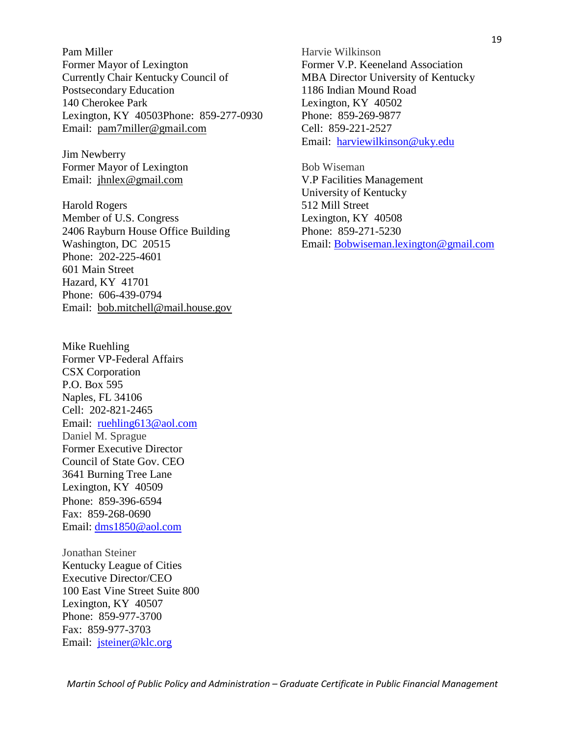Pam Miller
Former Mayor of Lexington
Currently Chair Kentucky Council of Postsecondary Education
140 Cherokee Park
Lexington, KY 40503Phone: 859-277-0930
Email: pam7miller@gmail.com

Jim Newberry
Former Mayor of Lexington
Email: jhnlex@gmail.com

Harold Rogers
Member of U.S. Congress
2406 Rayburn House Office Building
Washington, DC 20515
Phone: 202-225-4601
601 Main Street
Hazard, KY 41701
Phone: 606-439-0794
Email: bob.mitchell@mail.house.gov

Mike Ruehling
Former VP-Federal Affairs
CSX Corporation
P.O. Box 595
Naples, FL 34106
Cell: 202-821-2465
Email: ruehling613@aol.com

Daniel M. Sprague
Former Executive Director
Council of State Gov. CEO
3641 Burning Tree Lane
Lexington, KY 40509
Phone: 859-396-6594
Fax: 859-268-0690
Email: dms1850@aol.com

Jonathan Steiner
Kentucky League of Cities
Executive Director/CEO
100 East Vine Street Suite 800
Lexington, KY 40507
Phone: 859-977-3700
Fax: 859-977-3703
Email: jsteiner@klc.org

Harvie Wilkinson
Former V.P. Keeneland Association
MBA Director University of Kentucky
1186 Indian Mound Road
Lexington, KY 40502
Phone: 859-269-9877
Cell: 859-221-2527
Email: harviewilkinson@uky.edu

Bob Wiseman
V.P Facilities Management
University of Kentucky
512 Mill Street
Lexington, KY 40508
Phone: 859-271-5230
Email: Bobwiseman.lexington@gmail.com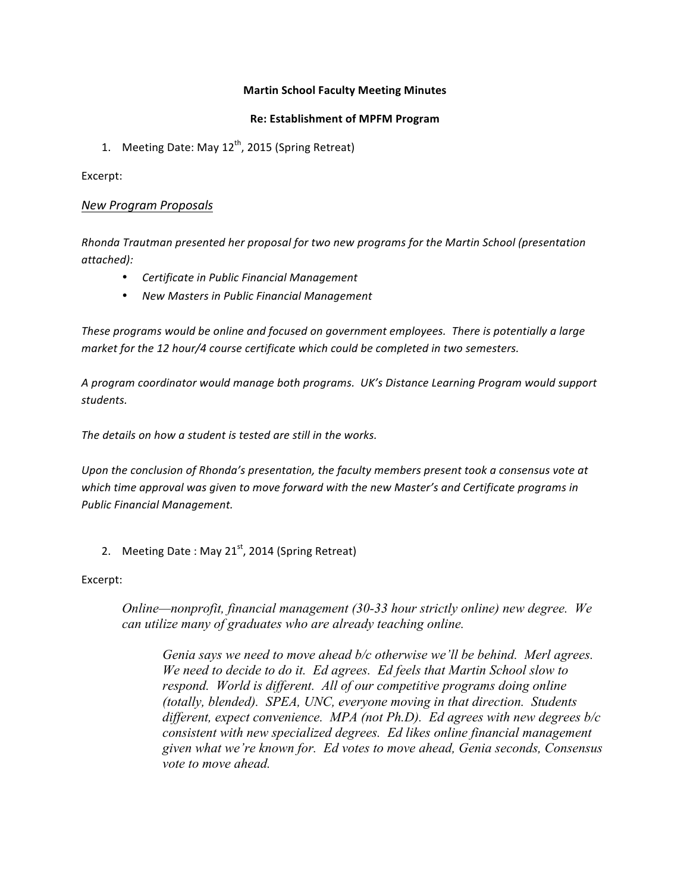**Martin School Faculty Meeting Minutes**

**Re: Establishment of MPFM Program**

1. Meeting Date: May 12th, 2015 (Spring Retreat)

Excerpt:

## *New Program Proposals*

*Rhonda Trautman presented her proposal for two new programs for the Martin School (presentation attached):*

- *Certificate in Public Financial Management*
- *New Masters in Public Financial Management*

*These programs would be online and focused on government employees. There is potentially a large market for the 12 hour/4 course certificate which could be completed in two semesters.*

*A program coordinator would manage both programs. UK's Distance Learning Program would support students.*

*The details on how a student is tested are still in the works.*

*Upon the conclusion of Rhonda's presentation, the faculty members present took a consensus vote at which time approval was given to move forward with the new Master's and Certificate programs in Public Financial Management.*

2. Meeting Date : May 21st, 2014 (Spring Retreat)

Excerpt:

> *Online—nonprofit, financial management (30-33 hour strictly online) new degree. We can utilize many of graduates who are already teaching online.*
>
> > *Genia says we need to move ahead b/c otherwise we'll be behind. Merl agrees. We need to decide to do it. Ed agrees. Ed feels that Martin School slow to respond. World is different. All of our competitive programs doing online (totally, blended). SPEA, UNC, everyone moving in that direction. Students different, expect convenience. MPA (not Ph.D). Ed agrees with new degrees b/c consistent with new specialized degrees. Ed likes online financial management given what we're known for. Ed votes to move ahead, Genia seconds, Consensus vote to move ahead.*